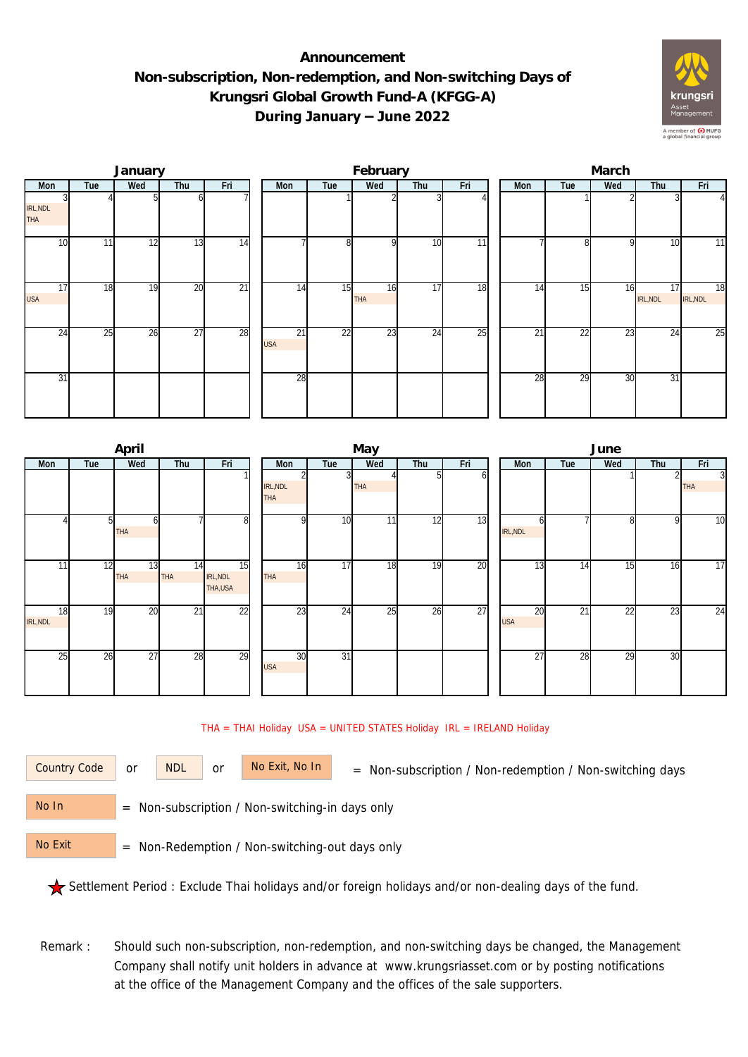# Announcement
## Non-subscription, Non-redemption, and Non-switching Days of Krungsri Global Growth Fund-A (KFGG-A) During January – June 2022

### January

| Mon | Tue | Wed | Thu | Fri |
|---|---|---|---|---|
| 3 IRL,NDL THA | 4 | 5 | 6 | 7 |
| 10 | 11 | 12 | 13 | 14 |
| 17 USA | 18 | 19 | 20 | 21 |
| 24 | 25 | 26 | 27 | 28 |
| 31 | | | | |

### February

| Mon | Tue | Wed | Thu | Fri |
|---|---|---|---|---|
| | 1 | 2 | 3 | 4 |
| 7 | 8 | 9 | 10 | 11 |
| 14 | 15 | 16 THA | 17 | 18 |
| 21 USA | 22 | 23 | 24 | 25 |
| 28 | | | | |

### March

| Mon | Tue | Wed | Thu | Fri |
|---|---|---|---|---|
| | 1 | 2 | 3 | 4 |
| 7 | 8 | 9 | 10 | 11 |
| 14 | 15 | 16 | 17 IRL,NDL | 18 IRL,NDL |
| 21 | 22 | 23 | 24 | 25 |
| 28 | 29 | 30 | 31 | |

### April

| Mon | Tue | Wed | Thu | Fri |
|---|---|---|---|---|
| | | | | 1 |
| 4 | 5 | 6 THA | 7 | 8 |
| 11 | 12 | 13 THA | 14 THA | 15 IRL,NDL THA,USA |
| 18 IRL,NDL | 19 | 20 | 21 | 22 |
| 25 | 26 | 27 | 28 | 29 |

### May

| Mon | Tue | Wed | Thu | Fri |
|---|---|---|---|---|
| 2 IRL,NDL THA | 3 | 4 THA | 5 | 6 |
| 9 | 10 | 11 | 12 | 13 |
| 16 THA | 17 | 18 | 19 | 20 |
| 23 | 24 | 25 | 26 | 27 |
| 30 USA | 31 | | | |

### June

| Mon | Tue | Wed | Thu | Fri |
|---|---|---|---|---|
| | | 1 | 2 | 3 THA |
| 6 IRL,NDL | 7 | 8 | 9 | 10 |
| 13 | 14 | 15 | 16 | 17 |
| 20 USA | 21 | 22 | 23 | 24 |
| 27 | 28 | 29 | 30 | |

THA = THAI Holiday USA = UNITED STATES Holiday IRL = IRELAND Holiday

Country Code or NDL or No Exit, No In = Non-subscription / Non-redemption / Non-switching days

No In = Non-subscription / Non-switching-in days only

No Exit = Non-Redemption / Non-switching-out days only

★ Settlement Period : Exclude Thai holidays and/or foreign holidays and/or non-dealing days of the fund.

Remark : Should such non-subscription, non-redemption, and non-switching days be changed, the Management Company shall notify unit holders in advance at www.krungsriasset.com or by posting notifications at the office of the Management Company and the offices of the sale supporters.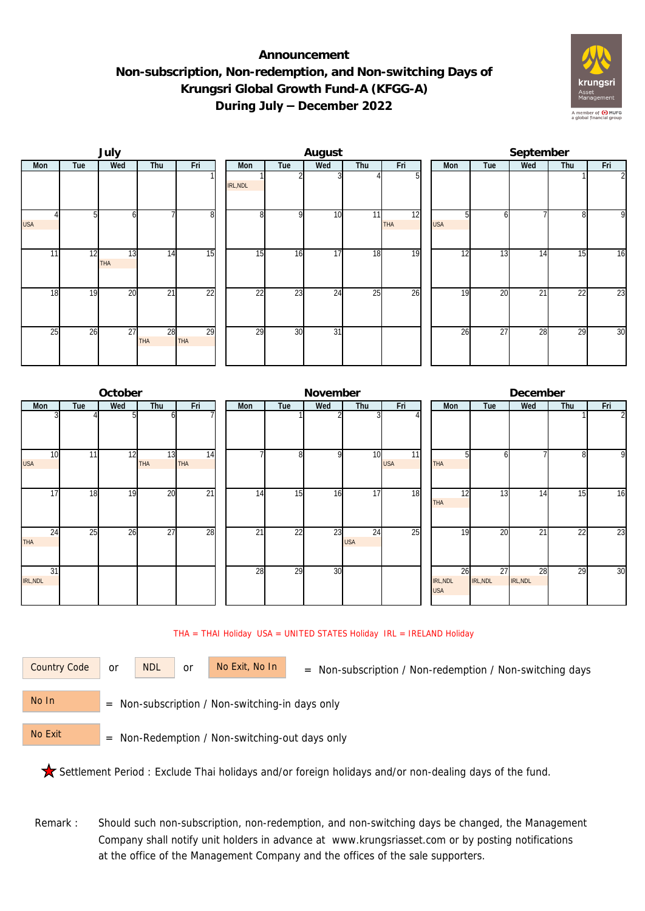**Announcement**
**Non-subscription, Non-redemption, and Non-switching Days of Krungsri Global Growth Fund-A (KFGG-A) During July – December 2022**

krungsri Asset Management
A member of MUFG a global financial group

**July**

| Mon | Tue | Wed | Thu | Fri |
|---|---|---|---|---|
| | | | | 1 |
| 4 USA | 5 | 6 | 7 | 8 |
| 11 | 12 | 13 THA | 14 | 15 |
| 18 | 19 | 20 | 21 | 22 |
| 25 | 26 | 27 | 28 THA | 29 THA |

**August**

| Mon | Tue | Wed | Thu | Fri |
|---|---|---|---|---|
| 1 IRL,NDL | 2 | 3 | 4 | 5 |
| 8 | 9 | 10 | 11 | 12 THA |
| 15 | 16 | 17 | 18 | 19 |
| 22 | 23 | 24 | 25 | 26 |
| 29 | 30 | 31 | | |

**September**

| Mon | Tue | Wed | Thu | Fri |
|---|---|---|---|---|
| | | | 1 | 2 |
| 5 USA | 6 | 7 | 8 | 9 |
| 12 | 13 | 14 | 15 | 16 |
| 19 | 20 | 21 | 22 | 23 |
| 26 | 27 | 28 | 29 | 30 |

**October**

| Mon | Tue | Wed | Thu | Fri |
|---|---|---|---|---|
| 3 | 4 | 5 | 6 | 7 |
| 10 USA | 11 | 12 | 13 THA | 14 THA |
| 17 | 18 | 19 | 20 | 21 |
| 24 THA | 25 | 26 | 27 | 28 |
| 31 IRL,NDL | | | | |

**November**

| Mon | Tue | Wed | Thu | Fri |
|---|---|---|---|---|
| | 1 | 2 | 3 | 4 |
| 7 | 8 | 9 | 10 | 11 USA |
| 14 | 15 | 16 | 17 | 18 |
| 21 | 22 | 23 | 24 USA | 25 |
| 28 | 29 | 30 | | |

**December**

| Mon | Tue | Wed | Thu | Fri |
|---|---|---|---|---|
| | | | 1 | 2 |
| 5 THA | 6 | 7 | 8 | 9 |
| 12 THA | 13 | 14 | 15 | 16 |
| 19 | 20 | 21 | 22 | 23 |
| 26 IRL,NDL USA | 27 IRL,NDL | 28 IRL,NDL | 29 | 30 |

THA = THAI Holiday USA = UNITED STATES Holiday IRL = IRELAND Holiday

Country Code or NDL or No Exit, No In = Non-subscription / Non-redemption / Non-switching days

No In = Non-subscription / Non-switching-in days only

No Exit = Non-Redemption / Non-switching-out days only

★ Settlement Period : Exclude Thai holidays and/or foreign holidays and/or non-dealing days of the fund.

Remark : Should such non-subscription, non-redemption, and non-switching days be changed, the Management Company shall notify unit holders in advance at www.krungsriasset.com or by posting notifications at the office of the Management Company and the offices of the sale supporters.